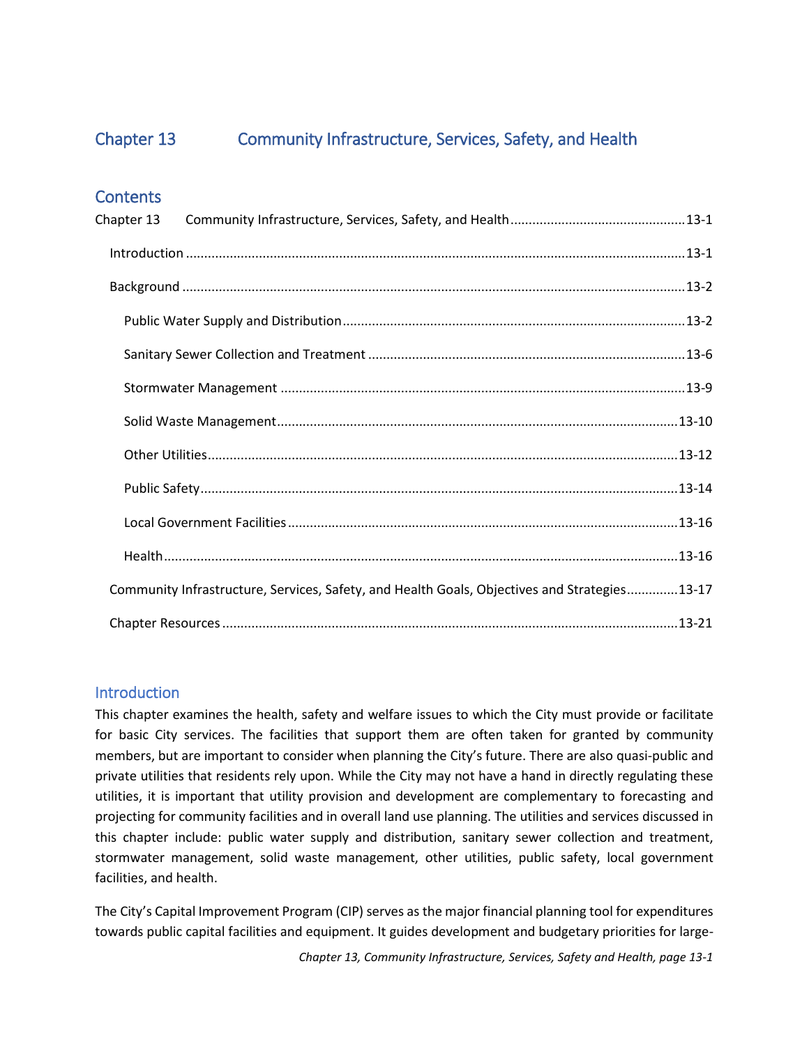# Chapter 13 Community Infrastructure, Services, Safety, and Health

## Contents

Chapter 13 Community Infrastructure, Services, Safety, and Health ....13-1

- Introduction ....13-1
- Background ....13-2
  - Public Water Supply and Distribution ....13-2
  - Sanitary Sewer Collection and Treatment ....13-6
  - Stormwater Management ....13-9
  - Solid Waste Management ....13-10
  - Other Utilities ....13-12
  - Public Safety ....13-14
  - Local Government Facilities ....13-16
  - Health ....13-16
- Community Infrastructure, Services, Safety, and Health Goals, Objectives and Strategies ....13-17
- Chapter Resources ....13-21

## Introduction

This chapter examines the health, safety and welfare issues to which the City must provide or facilitate for basic City services. The facilities that support them are often taken for granted by community members, but are important to consider when planning the City's future. There are also quasi-public and private utilities that residents rely upon. While the City may not have a hand in directly regulating these utilities, it is important that utility provision and development are complementary to forecasting and projecting for community facilities and in overall land use planning. The utilities and services discussed in this chapter include: public water supply and distribution, sanitary sewer collection and treatment, stormwater management, solid waste management, other utilities, public safety, local government facilities, and health.

The City's Capital Improvement Program (CIP) serves as the major financial planning tool for expenditures towards public capital facilities and equipment. It guides development and budgetary priorities for large-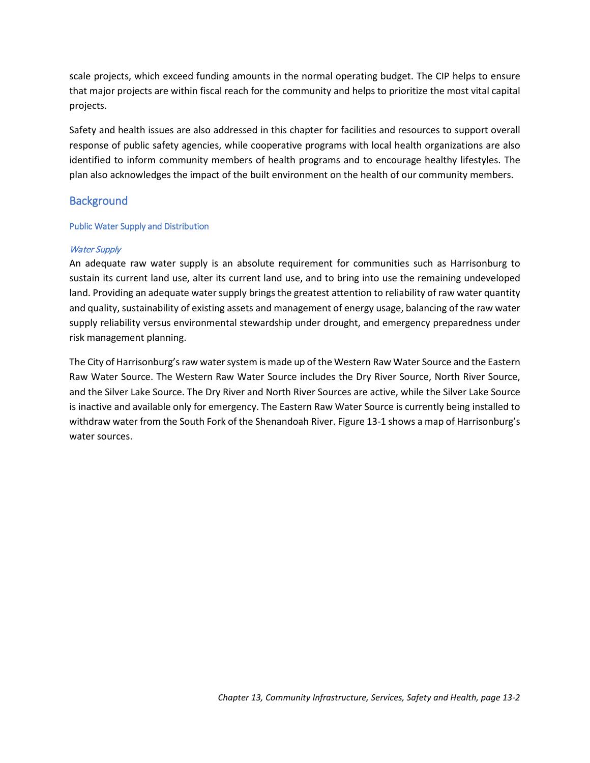scale projects, which exceed funding amounts in the normal operating budget. The CIP helps to ensure that major projects are within fiscal reach for the community and helps to prioritize the most vital capital projects.

Safety and health issues are also addressed in this chapter for facilities and resources to support overall response of public safety agencies, while cooperative programs with local health organizations are also identified to inform community members of health programs and to encourage healthy lifestyles. The plan also acknowledges the impact of the built environment on the health of our community members.

## Background

### Public Water Supply and Distribution

#### *Water Supply*

An adequate raw water supply is an absolute requirement for communities such as Harrisonburg to sustain its current land use, alter its current land use, and to bring into use the remaining undeveloped land. Providing an adequate water supply brings the greatest attention to reliability of raw water quantity and quality, sustainability of existing assets and management of energy usage, balancing of the raw water supply reliability versus environmental stewardship under drought, and emergency preparedness under risk management planning.

The City of Harrisonburg's raw water system is made up of the Western Raw Water Source and the Eastern Raw Water Source. The Western Raw Water Source includes the Dry River Source, North River Source, and the Silver Lake Source. The Dry River and North River Sources are active, while the Silver Lake Source is inactive and available only for emergency. The Eastern Raw Water Source is currently being installed to withdraw water from the South Fork of the Shenandoah River. Figure 13-1 shows a map of Harrisonburg's water sources.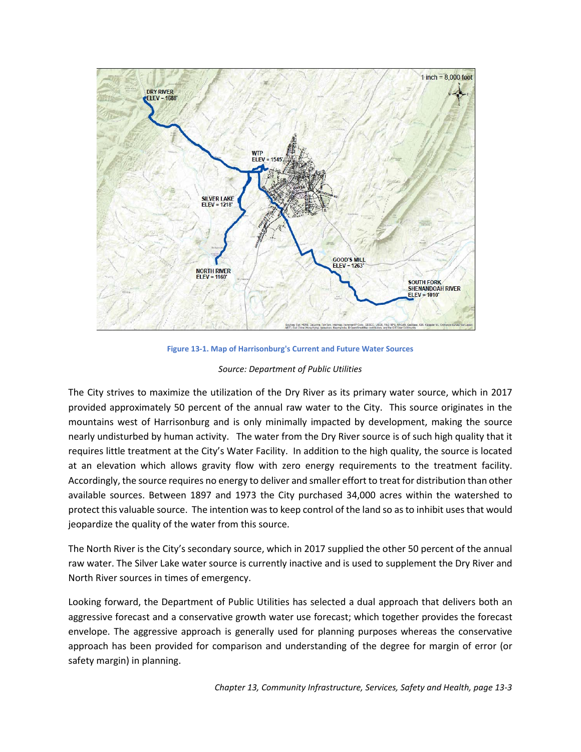Figure 13-1. Map of Harrisonburg's Current and Future Water Sources

*Source: Department of Public Utilities*

The City strives to maximize the utilization of the Dry River as its primary water source, which in 2017 provided approximately 50 percent of the annual raw water to the City. This source originates in the mountains west of Harrisonburg and is only minimally impacted by development, making the source nearly undisturbed by human activity. The water from the Dry River source is of such high quality that it requires little treatment at the City's Water Facility. In addition to the high quality, the source is located at an elevation which allows gravity flow with zero energy requirements to the treatment facility. Accordingly, the source requires no energy to deliver and smaller effort to treat for distribution than other available sources. Between 1897 and 1973 the City purchased 34,000 acres within the watershed to protect this valuable source. The intention was to keep control of the land so as to inhibit uses that would jeopardize the quality of the water from this source.

The North River is the City's secondary source, which in 2017 supplied the other 50 percent of the annual raw water. The Silver Lake water source is currently inactive and is used to supplement the Dry River and North River sources in times of emergency.

Looking forward, the Department of Public Utilities has selected a dual approach that delivers both an aggressive forecast and a conservative growth water use forecast; which together provides the forecast envelope. The aggressive approach is generally used for planning purposes whereas the conservative approach has been provided for comparison and understanding of the degree for margin of error (or safety margin) in planning.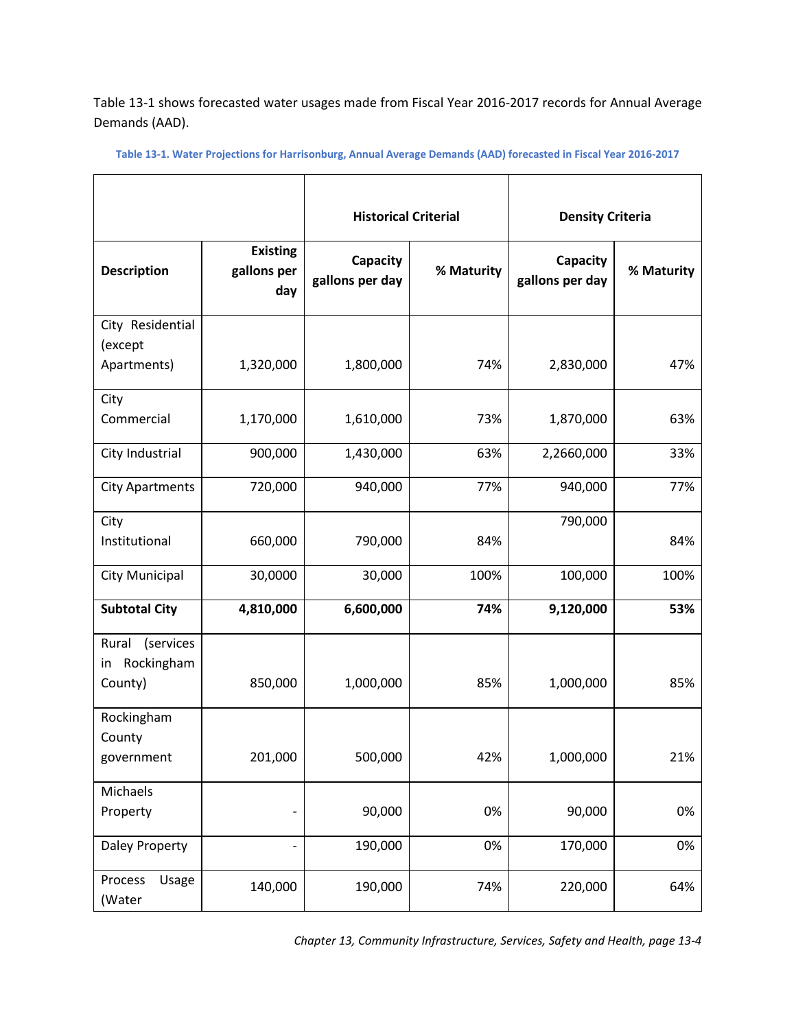Table 13-1 shows forecasted water usages made from Fiscal Year 2016-2017 records for Annual Average Demands (AAD).

**Table 13-1. Water Projections for Harrisonburg, Annual Average Demands (AAD) forecasted in Fiscal Year 2016-2017**

| | | Historical Criterial | | Density Criteria | |
|---|---|---|---|---|---|
| **Description** | **Existing gallons per day** | **Capacity gallons per day** | **% Maturity** | **Capacity gallons per day** | **% Maturity** |
| City Residential (except Apartments) | 1,320,000 | 1,800,000 | 74% | 2,830,000 | 47% |
| City Commercial | 1,170,000 | 1,610,000 | 73% | 1,870,000 | 63% |
| City Industrial | 900,000 | 1,430,000 | 63% | 2,2660,000 | 33% |
| City Apartments | 720,000 | 940,000 | 77% | 940,000 | 77% |
| City Institutional | 660,000 | 790,000 | 84% | 790,000 | 84% |
| City Municipal | 30,0000 | 30,000 | 100% | 100,000 | 100% |
| **Subtotal City** | **4,810,000** | **6,600,000** | **74%** | **9,120,000** | **53%** |
| Rural (services in Rockingham County) | 850,000 | 1,000,000 | 85% | 1,000,000 | 85% |
| Rockingham County government | 201,000 | 500,000 | 42% | 1,000,000 | 21% |
| Michaels Property | - | 90,000 | 0% | 90,000 | 0% |
| Daley Property | - | 190,000 | 0% | 170,000 | 0% |
| Process Usage (Water | 140,000 | 190,000 | 74% | 220,000 | 64% |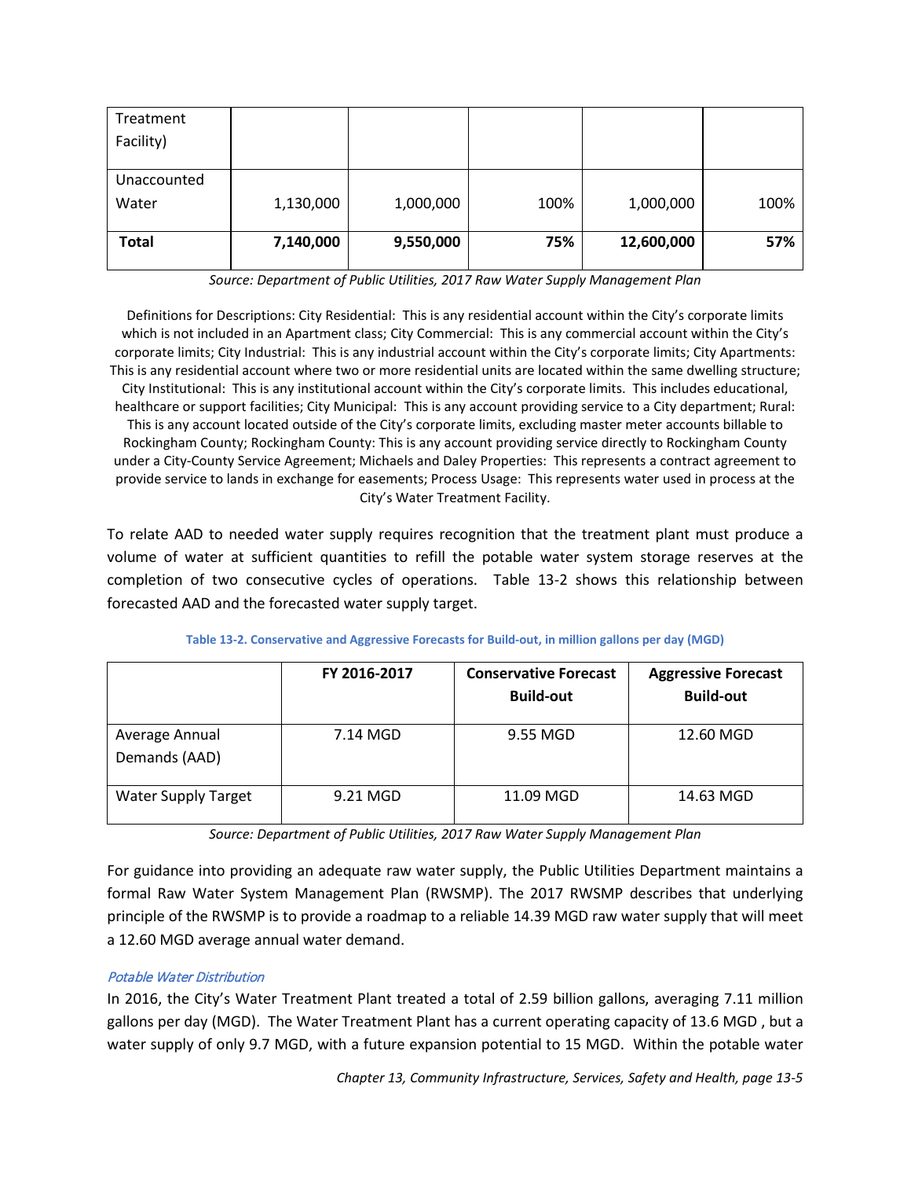| Treatment Facility) | | | | | |
|---|---|---|---|---|---|
| Unaccounted Water | 1,130,000 | 1,000,000 | 100% | 1,000,000 | 100% |
| **Total** | **7,140,000** | **9,550,000** | **75%** | **12,600,000** | **57%** |

*Source: Department of Public Utilities, 2017 Raw Water Supply Management Plan*

Definitions for Descriptions: City Residential: This is any residential account within the City's corporate limits which is not included in an Apartment class; City Commercial: This is any commercial account within the City's corporate limits; City Industrial: This is any industrial account within the City's corporate limits; City Apartments: This is any residential account where two or more residential units are located within the same dwelling structure; City Institutional: This is any institutional account within the City's corporate limits. This includes educational, healthcare or support facilities; City Municipal: This is any account providing service to a City department; Rural: This is any account located outside of the City's corporate limits, excluding master meter accounts billable to Rockingham County; Rockingham County: This is any account providing service directly to Rockingham County under a City-County Service Agreement; Michaels and Daley Properties: This represents a contract agreement to provide service to lands in exchange for easements; Process Usage: This represents water used in process at the City's Water Treatment Facility.

To relate AAD to needed water supply requires recognition that the treatment plant must produce a volume of water at sufficient quantities to refill the potable water system storage reserves at the completion of two consecutive cycles of operations. Table 13-2 shows this relationship between forecasted AAD and the forecasted water supply target.

**Table 13-2. Conservative and Aggressive Forecasts for Build-out, in million gallons per day (MGD)**

| | FY 2016-2017 | Conservative Forecast Build-out | Aggressive Forecast Build-out |
|---|---|---|---|
| Average Annual Demands (AAD) | 7.14 MGD | 9.55 MGD | 12.60 MGD |
| Water Supply Target | 9.21 MGD | 11.09 MGD | 14.63 MGD |

*Source: Department of Public Utilities, 2017 Raw Water Supply Management Plan*

For guidance into providing an adequate raw water supply, the Public Utilities Department maintains a formal Raw Water System Management Plan (RWSMP). The 2017 RWSMP describes that underlying principle of the RWSMP is to provide a roadmap to a reliable 14.39 MGD raw water supply that will meet a 12.60 MGD average annual water demand.

*Potable Water Distribution*

In 2016, the City's Water Treatment Plant treated a total of 2.59 billion gallons, averaging 7.11 million gallons per day (MGD). The Water Treatment Plant has a current operating capacity of 13.6 MGD , but a water supply of only 9.7 MGD, with a future expansion potential to 15 MGD. Within the potable water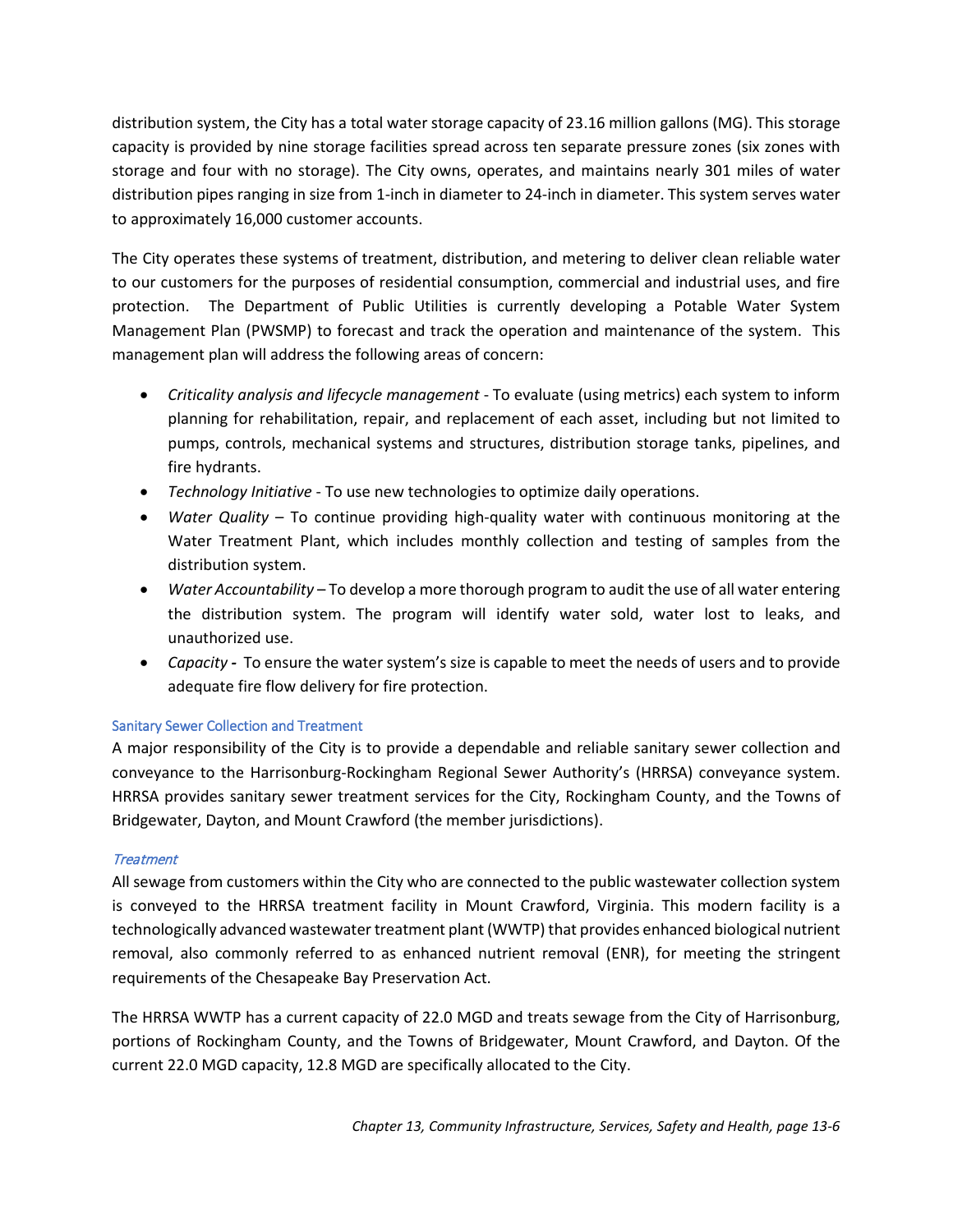distribution system, the City has a total water storage capacity of 23.16 million gallons (MG). This storage capacity is provided by nine storage facilities spread across ten separate pressure zones (six zones with storage and four with no storage). The City owns, operates, and maintains nearly 301 miles of water distribution pipes ranging in size from 1-inch in diameter to 24-inch in diameter. This system serves water to approximately 16,000 customer accounts.

The City operates these systems of treatment, distribution, and metering to deliver clean reliable water to our customers for the purposes of residential consumption, commercial and industrial uses, and fire protection. The Department of Public Utilities is currently developing a Potable Water System Management Plan (PWSMP) to forecast and track the operation and maintenance of the system. This management plan will address the following areas of concern:

- *Criticality analysis and lifecycle management* - To evaluate (using metrics) each system to inform planning for rehabilitation, repair, and replacement of each asset, including but not limited to pumps, controls, mechanical systems and structures, distribution storage tanks, pipelines, and fire hydrants.
- *Technology Initiative* - To use new technologies to optimize daily operations.
- *Water Quality* – To continue providing high-quality water with continuous monitoring at the Water Treatment Plant, which includes monthly collection and testing of samples from the distribution system.
- *Water Accountability* – To develop a more thorough program to audit the use of all water entering the distribution system. The program will identify water sold, water lost to leaks, and unauthorized use.
- *Capacity* **-** To ensure the water system's size is capable to meet the needs of users and to provide adequate fire flow delivery for fire protection.

### Sanitary Sewer Collection and Treatment

A major responsibility of the City is to provide a dependable and reliable sanitary sewer collection and conveyance to the Harrisonburg-Rockingham Regional Sewer Authority's (HRRSA) conveyance system. HRRSA provides sanitary sewer treatment services for the City, Rockingham County, and the Towns of Bridgewater, Dayton, and Mount Crawford (the member jurisdictions).

#### *Treatment*

All sewage from customers within the City who are connected to the public wastewater collection system is conveyed to the HRRSA treatment facility in Mount Crawford, Virginia. This modern facility is a technologically advanced wastewater treatment plant (WWTP) that provides enhanced biological nutrient removal, also commonly referred to as enhanced nutrient removal (ENR), for meeting the stringent requirements of the Chesapeake Bay Preservation Act.

The HRRSA WWTP has a current capacity of 22.0 MGD and treats sewage from the City of Harrisonburg, portions of Rockingham County, and the Towns of Bridgewater, Mount Crawford, and Dayton. Of the current 22.0 MGD capacity, 12.8 MGD are specifically allocated to the City.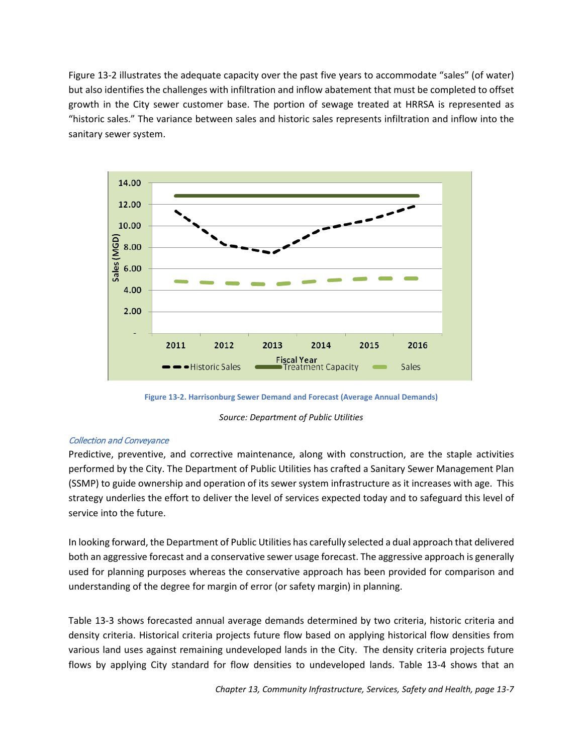Figure 13-2 illustrates the adequate capacity over the past five years to accommodate "sales" (of water) but also identifies the challenges with infiltration and inflow abatement that must be completed to offset growth in the City sewer customer base. The portion of sewage treated at HRRSA is represented as "historic sales." The variance between sales and historic sales represents infiltration and inflow into the sanitary sewer system.

**Figure 13-2. Harrisonburg Sewer Demand and Forecast (Average Annual Demands)**

*Source: Department of Public Utilities*

### *Collection and Conveyance*

Predictive, preventive, and corrective maintenance, along with construction, are the staple activities performed by the City. The Department of Public Utilities has crafted a Sanitary Sewer Management Plan (SSMP) to guide ownership and operation of its sewer system infrastructure as it increases with age. This strategy underlies the effort to deliver the level of services expected today and to safeguard this level of service into the future.

In looking forward, the Department of Public Utilities has carefully selected a dual approach that delivered both an aggressive forecast and a conservative sewer usage forecast. The aggressive approach is generally used for planning purposes whereas the conservative approach has been provided for comparison and understanding of the degree for margin of error (or safety margin) in planning.

Table 13-3 shows forecasted annual average demands determined by two criteria, historic criteria and density criteria. Historical criteria projects future flow based on applying historical flow densities from various land uses against remaining undeveloped lands in the City. The density criteria projects future flows by applying City standard for flow densities to undeveloped lands. Table 13-4 shows that an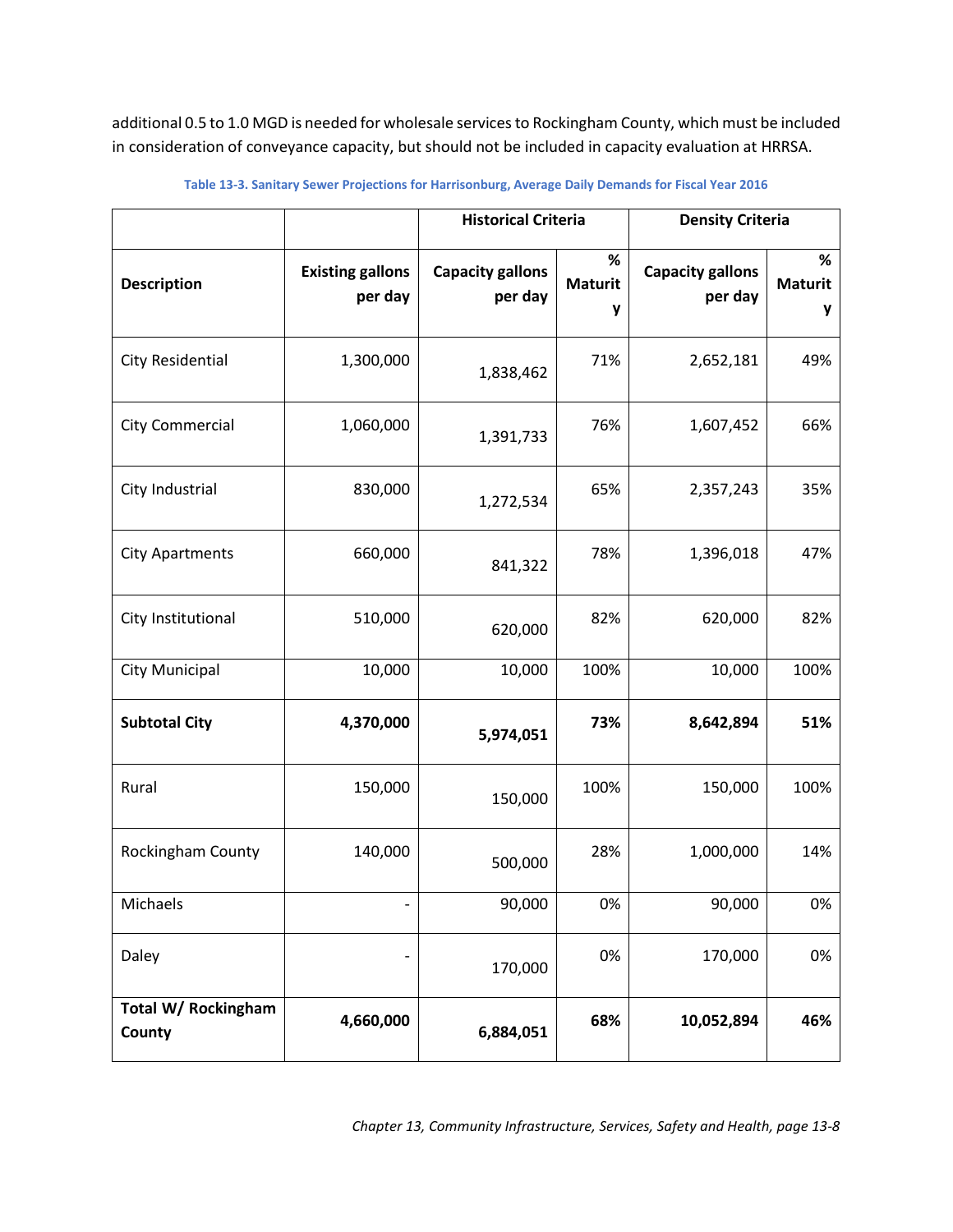additional 0.5 to 1.0 MGD is needed for wholesale services to Rockingham County, which must be included in consideration of conveyance capacity, but should not be included in capacity evaluation at HRRSA.

**Table 13-3. Sanitary Sewer Projections for Harrisonburg, Average Daily Demands for Fiscal Year 2016**

| | | Historical Criteria | | Density Criteria | |
|---|---|---|---|---|---|
| **Description** | **Existing gallons per day** | **Capacity gallons per day** | **% Maturity** | **Capacity gallons per day** | **% Maturity** |
| City Residential | 1,300,000 | 1,838,462 | 71% | 2,652,181 | 49% |
| City Commercial | 1,060,000 | 1,391,733 | 76% | 1,607,452 | 66% |
| City Industrial | 830,000 | 1,272,534 | 65% | 2,357,243 | 35% |
| City Apartments | 660,000 | 841,322 | 78% | 1,396,018 | 47% |
| City Institutional | 510,000 | 620,000 | 82% | 620,000 | 82% |
| City Municipal | 10,000 | 10,000 | 100% | 10,000 | 100% |
| **Subtotal City** | **4,370,000** | **5,974,051** | **73%** | **8,642,894** | **51%** |
| Rural | 150,000 | 150,000 | 100% | 150,000 | 100% |
| Rockingham County | 140,000 | 500,000 | 28% | 1,000,000 | 14% |
| Michaels | - | 90,000 | 0% | 90,000 | 0% |
| Daley | - | 170,000 | 0% | 170,000 | 0% |
| **Total W/ Rockingham County** | **4,660,000** | **6,884,051** | **68%** | **10,052,894** | **46%** |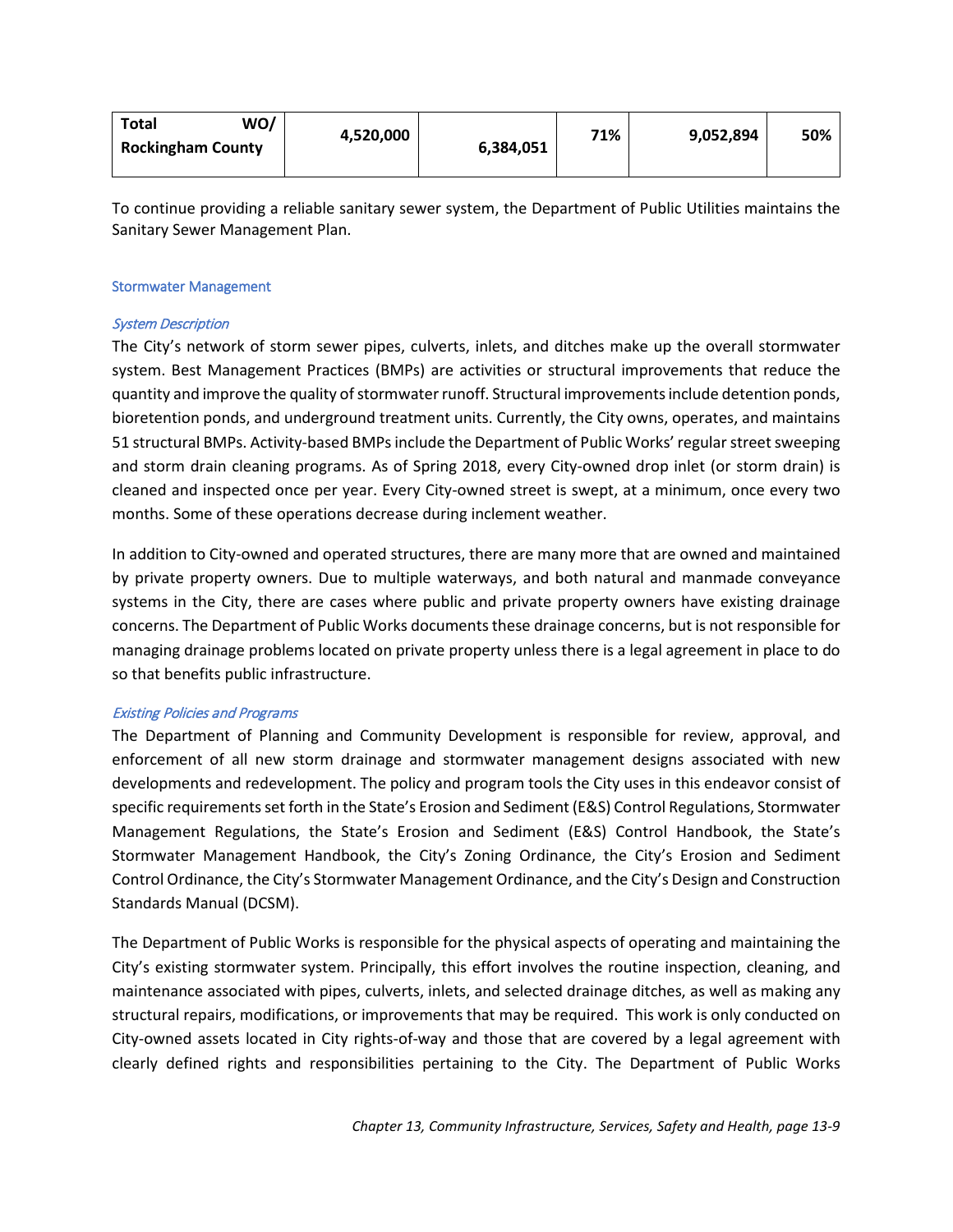| **Total WO/ Rockingham County** | **4,520,000** | **6,384,051** | **71%** | **9,052,894** | **50%** |
|---|---|---|---|---|---|

To continue providing a reliable sanitary sewer system, the Department of Public Utilities maintains the Sanitary Sewer Management Plan.

### Stormwater Management

#### *System Description*

The City's network of storm sewer pipes, culverts, inlets, and ditches make up the overall stormwater system. Best Management Practices (BMPs) are activities or structural improvements that reduce the quantity and improve the quality of stormwater runoff. Structural improvements include detention ponds, bioretention ponds, and underground treatment units. Currently, the City owns, operates, and maintains 51 structural BMPs. Activity-based BMPs include the Department of Public Works' regular street sweeping and storm drain cleaning programs. As of Spring 2018, every City-owned drop inlet (or storm drain) is cleaned and inspected once per year. Every City-owned street is swept, at a minimum, once every two months. Some of these operations decrease during inclement weather.

In addition to City-owned and operated structures, there are many more that are owned and maintained by private property owners. Due to multiple waterways, and both natural and manmade conveyance systems in the City, there are cases where public and private property owners have existing drainage concerns. The Department of Public Works documents these drainage concerns, but is not responsible for managing drainage problems located on private property unless there is a legal agreement in place to do so that benefits public infrastructure.

#### *Existing Policies and Programs*

The Department of Planning and Community Development is responsible for review, approval, and enforcement of all new storm drainage and stormwater management designs associated with new developments and redevelopment. The policy and program tools the City uses in this endeavor consist of specific requirements set forth in the State's Erosion and Sediment (E&S) Control Regulations, Stormwater Management Regulations, the State's Erosion and Sediment (E&S) Control Handbook, the State's Stormwater Management Handbook, the City's Zoning Ordinance, the City's Erosion and Sediment Control Ordinance, the City's Stormwater Management Ordinance, and the City's Design and Construction Standards Manual (DCSM).

The Department of Public Works is responsible for the physical aspects of operating and maintaining the City's existing stormwater system. Principally, this effort involves the routine inspection, cleaning, and maintenance associated with pipes, culverts, inlets, and selected drainage ditches, as well as making any structural repairs, modifications, or improvements that may be required. This work is only conducted on City-owned assets located in City rights-of-way and those that are covered by a legal agreement with clearly defined rights and responsibilities pertaining to the City. The Department of Public Works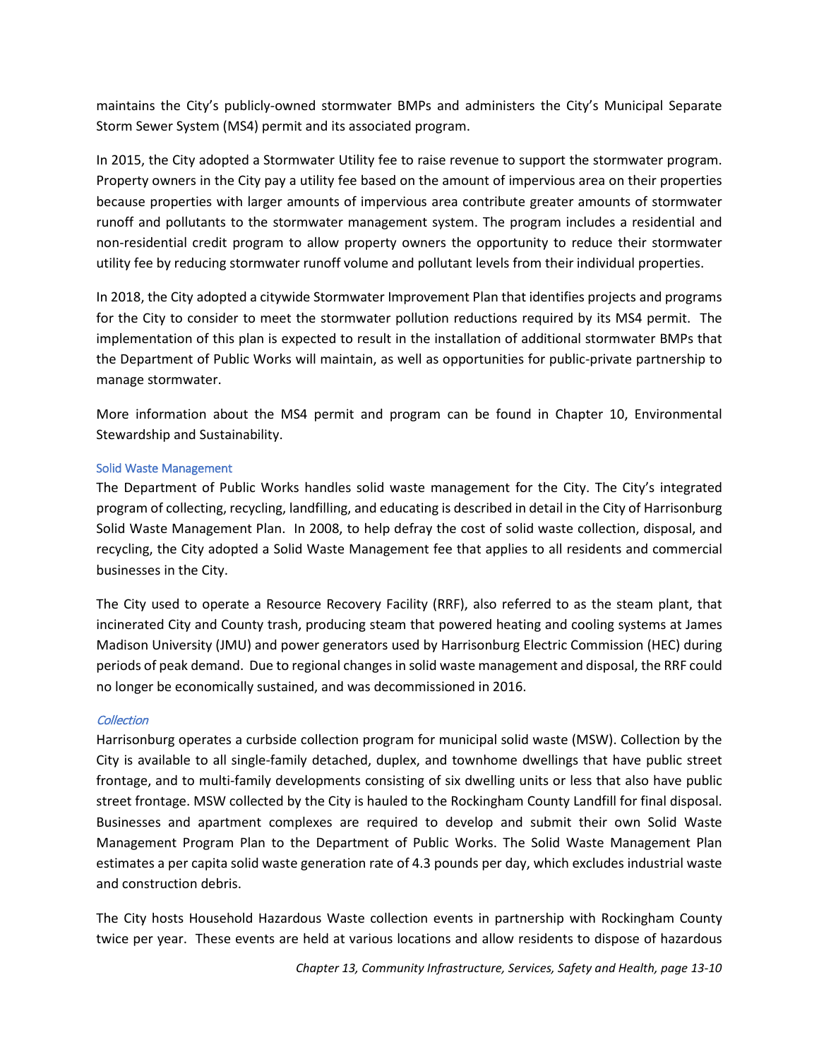maintains the City's publicly-owned stormwater BMPs and administers the City's Municipal Separate Storm Sewer System (MS4) permit and its associated program.

In 2015, the City adopted a Stormwater Utility fee to raise revenue to support the stormwater program. Property owners in the City pay a utility fee based on the amount of impervious area on their properties because properties with larger amounts of impervious area contribute greater amounts of stormwater runoff and pollutants to the stormwater management system. The program includes a residential and non-residential credit program to allow property owners the opportunity to reduce their stormwater utility fee by reducing stormwater runoff volume and pollutant levels from their individual properties.

In 2018, the City adopted a citywide Stormwater Improvement Plan that identifies projects and programs for the City to consider to meet the stormwater pollution reductions required by its MS4 permit. The implementation of this plan is expected to result in the installation of additional stormwater BMPs that the Department of Public Works will maintain, as well as opportunities for public-private partnership to manage stormwater.

More information about the MS4 permit and program can be found in Chapter 10, Environmental Stewardship and Sustainability.

### Solid Waste Management

The Department of Public Works handles solid waste management for the City. The City's integrated program of collecting, recycling, landfilling, and educating is described in detail in the City of Harrisonburg Solid Waste Management Plan. In 2008, to help defray the cost of solid waste collection, disposal, and recycling, the City adopted a Solid Waste Management fee that applies to all residents and commercial businesses in the City.

The City used to operate a Resource Recovery Facility (RRF), also referred to as the steam plant, that incinerated City and County trash, producing steam that powered heating and cooling systems at James Madison University (JMU) and power generators used by Harrisonburg Electric Commission (HEC) during periods of peak demand. Due to regional changes in solid waste management and disposal, the RRF could no longer be economically sustained, and was decommissioned in 2016.

#### *Collection*

Harrisonburg operates a curbside collection program for municipal solid waste (MSW). Collection by the City is available to all single-family detached, duplex, and townhome dwellings that have public street frontage, and to multi-family developments consisting of six dwelling units or less that also have public street frontage. MSW collected by the City is hauled to the Rockingham County Landfill for final disposal. Businesses and apartment complexes are required to develop and submit their own Solid Waste Management Program Plan to the Department of Public Works. The Solid Waste Management Plan estimates a per capita solid waste generation rate of 4.3 pounds per day, which excludes industrial waste and construction debris.

The City hosts Household Hazardous Waste collection events in partnership with Rockingham County twice per year. These events are held at various locations and allow residents to dispose of hazardous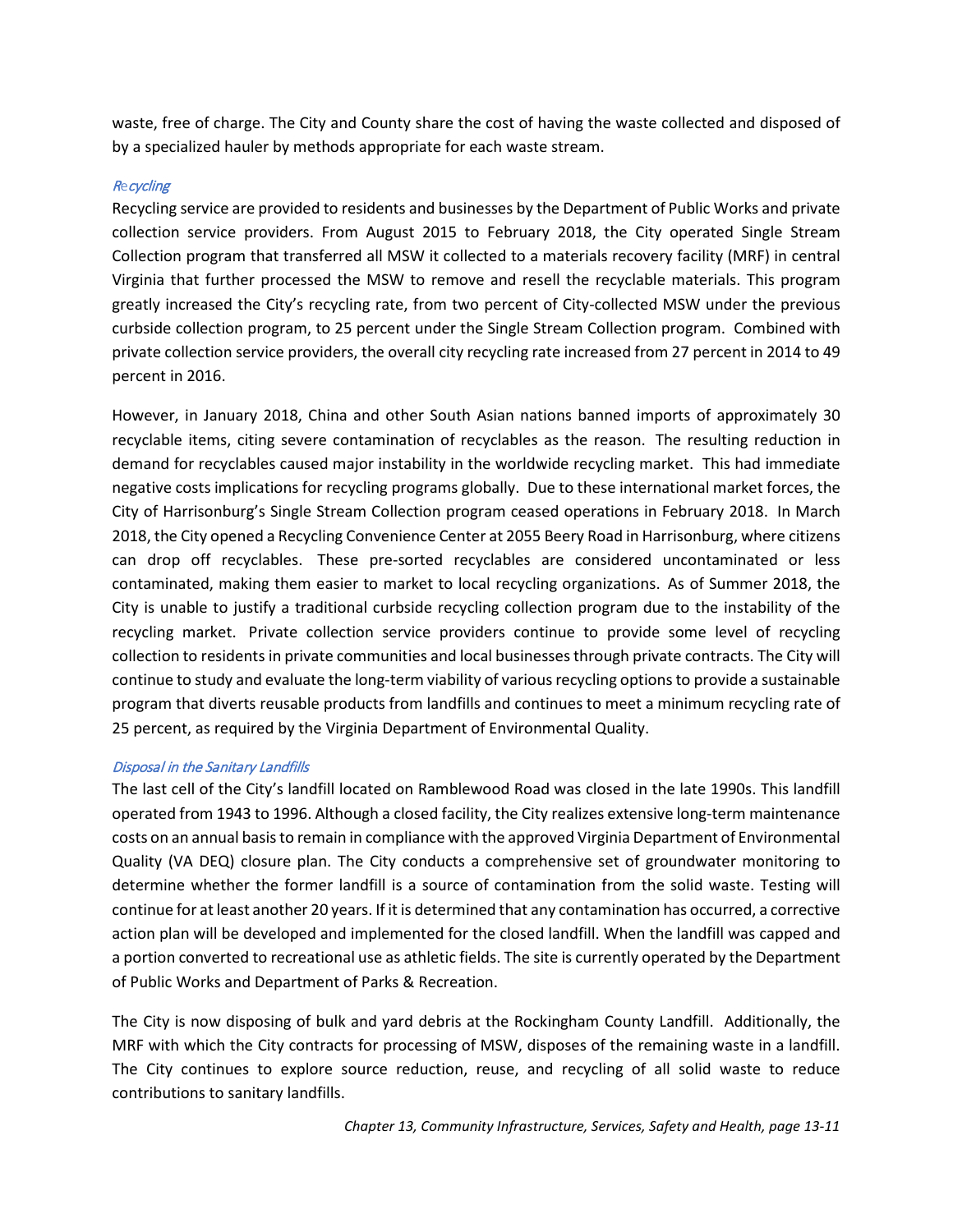waste, free of charge. The City and County share the cost of having the waste collected and disposed of by a specialized hauler by methods appropriate for each waste stream.

#### *Recycling*

Recycling service are provided to residents and businesses by the Department of Public Works and private collection service providers. From August 2015 to February 2018, the City operated Single Stream Collection program that transferred all MSW it collected to a materials recovery facility (MRF) in central Virginia that further processed the MSW to remove and resell the recyclable materials. This program greatly increased the City's recycling rate, from two percent of City-collected MSW under the previous curbside collection program, to 25 percent under the Single Stream Collection program. Combined with private collection service providers, the overall city recycling rate increased from 27 percent in 2014 to 49 percent in 2016.

However, in January 2018, China and other South Asian nations banned imports of approximately 30 recyclable items, citing severe contamination of recyclables as the reason. The resulting reduction in demand for recyclables caused major instability in the worldwide recycling market. This had immediate negative costs implications for recycling programs globally. Due to these international market forces, the City of Harrisonburg's Single Stream Collection program ceased operations in February 2018. In March 2018, the City opened a Recycling Convenience Center at 2055 Beery Road in Harrisonburg, where citizens can drop off recyclables. These pre-sorted recyclables are considered uncontaminated or less contaminated, making them easier to market to local recycling organizations. As of Summer 2018, the City is unable to justify a traditional curbside recycling collection program due to the instability of the recycling market. Private collection service providers continue to provide some level of recycling collection to residents in private communities and local businesses through private contracts. The City will continue to study and evaluate the long-term viability of various recycling options to provide a sustainable program that diverts reusable products from landfills and continues to meet a minimum recycling rate of 25 percent, as required by the Virginia Department of Environmental Quality.

#### *Disposal in the Sanitary Landfills*

The last cell of the City's landfill located on Ramblewood Road was closed in the late 1990s. This landfill operated from 1943 to 1996. Although a closed facility, the City realizes extensive long-term maintenance costs on an annual basis to remain in compliance with the approved Virginia Department of Environmental Quality (VA DEQ) closure plan. The City conducts a comprehensive set of groundwater monitoring to determine whether the former landfill is a source of contamination from the solid waste. Testing will continue for at least another 20 years. If it is determined that any contamination has occurred, a corrective action plan will be developed and implemented for the closed landfill. When the landfill was capped and a portion converted to recreational use as athletic fields. The site is currently operated by the Department of Public Works and Department of Parks & Recreation.

The City is now disposing of bulk and yard debris at the Rockingham County Landfill. Additionally, the MRF with which the City contracts for processing of MSW, disposes of the remaining waste in a landfill. The City continues to explore source reduction, reuse, and recycling of all solid waste to reduce contributions to sanitary landfills.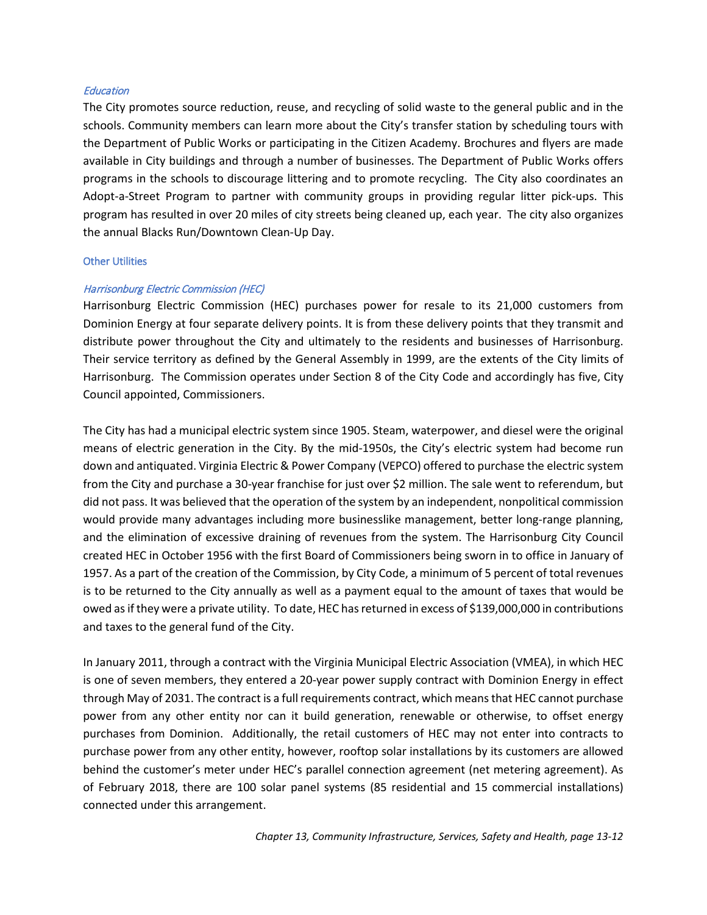#### *Education*

The City promotes source reduction, reuse, and recycling of solid waste to the general public and in the schools. Community members can learn more about the City's transfer station by scheduling tours with the Department of Public Works or participating in the Citizen Academy. Brochures and flyers are made available in City buildings and through a number of businesses. The Department of Public Works offers programs in the schools to discourage littering and to promote recycling. The City also coordinates an Adopt-a-Street Program to partner with community groups in providing regular litter pick-ups. This program has resulted in over 20 miles of city streets being cleaned up, each year. The city also organizes the annual Blacks Run/Downtown Clean-Up Day.

### Other Utilities

#### *Harrisonburg Electric Commission (HEC)*

Harrisonburg Electric Commission (HEC) purchases power for resale to its 21,000 customers from Dominion Energy at four separate delivery points. It is from these delivery points that they transmit and distribute power throughout the City and ultimately to the residents and businesses of Harrisonburg. Their service territory as defined by the General Assembly in 1999, are the extents of the City limits of Harrisonburg. The Commission operates under Section 8 of the City Code and accordingly has five, City Council appointed, Commissioners.

The City has had a municipal electric system since 1905. Steam, waterpower, and diesel were the original means of electric generation in the City. By the mid-1950s, the City's electric system had become run down and antiquated. Virginia Electric & Power Company (VEPCO) offered to purchase the electric system from the City and purchase a 30-year franchise for just over $2 million. The sale went to referendum, but did not pass. It was believed that the operation of the system by an independent, nonpolitical commission would provide many advantages including more businesslike management, better long-range planning, and the elimination of excessive draining of revenues from the system. The Harrisonburg City Council created HEC in October 1956 with the first Board of Commissioners being sworn in to office in January of 1957. As a part of the creation of the Commission, by City Code, a minimum of 5 percent of total revenues is to be returned to the City annually as well as a payment equal to the amount of taxes that would be owed as if they were a private utility. To date, HEC has returned in excess of $139,000,000 in contributions and taxes to the general fund of the City.

In January 2011, through a contract with the Virginia Municipal Electric Association (VMEA), in which HEC is one of seven members, they entered a 20-year power supply contract with Dominion Energy in effect through May of 2031. The contract is a full requirements contract, which means that HEC cannot purchase power from any other entity nor can it build generation, renewable or otherwise, to offset energy purchases from Dominion. Additionally, the retail customers of HEC may not enter into contracts to purchase power from any other entity, however, rooftop solar installations by its customers are allowed behind the customer's meter under HEC's parallel connection agreement (net metering agreement). As of February 2018, there are 100 solar panel systems (85 residential and 15 commercial installations) connected under this arrangement.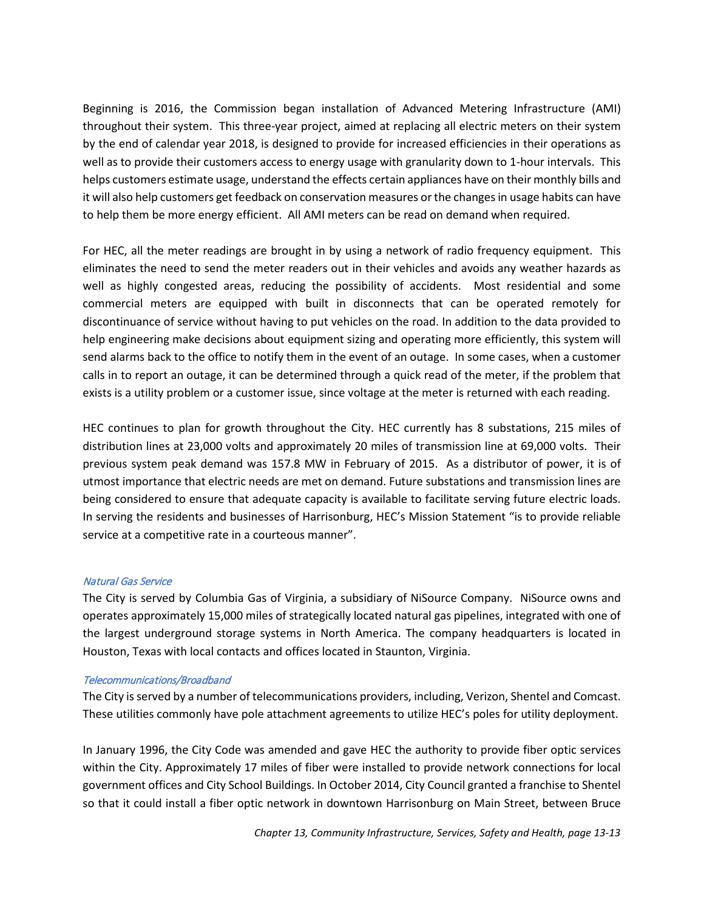Beginning is 2016, the Commission began installation of Advanced Metering Infrastructure (AMI) throughout their system. This three-year project, aimed at replacing all electric meters on their system by the end of calendar year 2018, is designed to provide for increased efficiencies in their operations as well as to provide their customers access to energy usage with granularity down to 1-hour intervals. This helps customers estimate usage, understand the effects certain appliances have on their monthly bills and it will also help customers get feedback on conservation measures or the changes in usage habits can have to help them be more energy efficient. All AMI meters can be read on demand when required.

For HEC, all the meter readings are brought in by using a network of radio frequency equipment. This eliminates the need to send the meter readers out in their vehicles and avoids any weather hazards as well as highly congested areas, reducing the possibility of accidents. Most residential and some commercial meters are equipped with built in disconnects that can be operated remotely for discontinuance of service without having to put vehicles on the road. In addition to the data provided to help engineering make decisions about equipment sizing and operating more efficiently, this system will send alarms back to the office to notify them in the event of an outage. In some cases, when a customer calls in to report an outage, it can be determined through a quick read of the meter, if the problem that exists is a utility problem or a customer issue, since voltage at the meter is returned with each reading.

HEC continues to plan for growth throughout the City. HEC currently has 8 substations, 215 miles of distribution lines at 23,000 volts and approximately 20 miles of transmission line at 69,000 volts. Their previous system peak demand was 157.8 MW in February of 2015. As a distributor of power, it is of utmost importance that electric needs are met on demand. Future substations and transmission lines are being considered to ensure that adequate capacity is available to facilitate serving future electric loads. In serving the residents and businesses of Harrisonburg, HEC's Mission Statement "is to provide reliable service at a competitive rate in a courteous manner".

*Natural Gas Service*

The City is served by Columbia Gas of Virginia, a subsidiary of NiSource Company. NiSource owns and operates approximately 15,000 miles of strategically located natural gas pipelines, integrated with one of the largest underground storage systems in North America. The company headquarters is located in Houston, Texas with local contacts and offices located in Staunton, Virginia.

*Telecommunications/Broadband*

The City is served by a number of telecommunications providers, including, Verizon, Shentel and Comcast. These utilities commonly have pole attachment agreements to utilize HEC's poles for utility deployment.

In January 1996, the City Code was amended and gave HEC the authority to provide fiber optic services within the City. Approximately 17 miles of fiber were installed to provide network connections for local government offices and City School Buildings. In October 2014, City Council granted a franchise to Shentel so that it could install a fiber optic network in downtown Harrisonburg on Main Street, between Bruce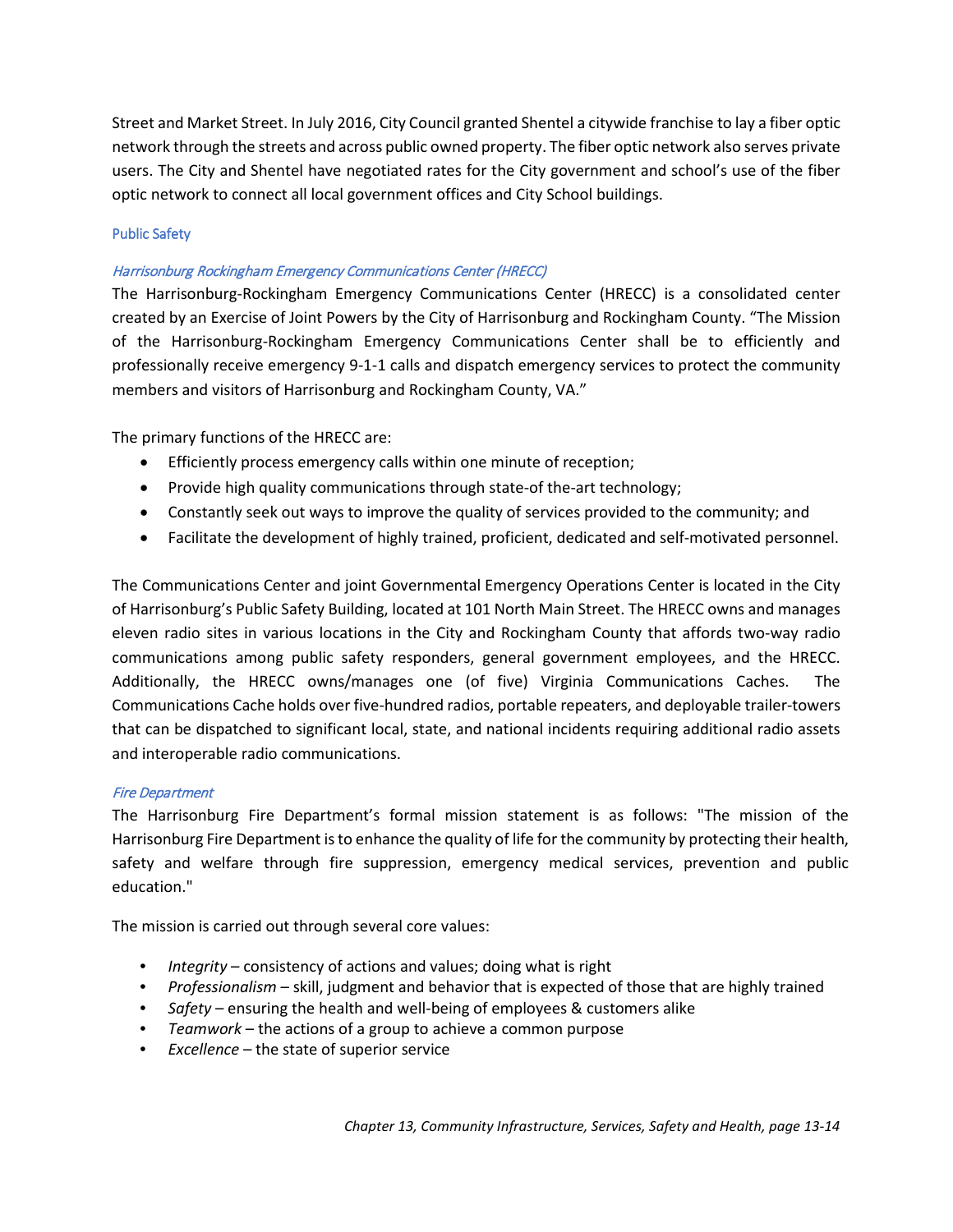Street and Market Street. In July 2016, City Council granted Shentel a citywide franchise to lay a fiber optic network through the streets and across public owned property. The fiber optic network also serves private users. The City and Shentel have negotiated rates for the City government and school's use of the fiber optic network to connect all local government offices and City School buildings.

### Public Safety

#### *Harrisonburg Rockingham Emergency Communications Center (HRECC)*

The Harrisonburg-Rockingham Emergency Communications Center (HRECC) is a consolidated center created by an Exercise of Joint Powers by the City of Harrisonburg and Rockingham County. "The Mission of the Harrisonburg-Rockingham Emergency Communications Center shall be to efficiently and professionally receive emergency 9-1-1 calls and dispatch emergency services to protect the community members and visitors of Harrisonburg and Rockingham County, VA."

The primary functions of the HRECC are:

- Efficiently process emergency calls within one minute of reception;
- Provide high quality communications through state-of the-art technology;
- Constantly seek out ways to improve the quality of services provided to the community; and
- Facilitate the development of highly trained, proficient, dedicated and self-motivated personnel.

The Communications Center and joint Governmental Emergency Operations Center is located in the City of Harrisonburg's Public Safety Building, located at 101 North Main Street. The HRECC owns and manages eleven radio sites in various locations in the City and Rockingham County that affords two-way radio communications among public safety responders, general government employees, and the HRECC. Additionally, the HRECC owns/manages one (of five) Virginia Communications Caches. The Communications Cache holds over five-hundred radios, portable repeaters, and deployable trailer-towers that can be dispatched to significant local, state, and national incidents requiring additional radio assets and interoperable radio communications.

#### *Fire Department*

The Harrisonburg Fire Department's formal mission statement is as follows: "The mission of the Harrisonburg Fire Department is to enhance the quality of life for the community by protecting their health, safety and welfare through fire suppression, emergency medical services, prevention and public education."

The mission is carried out through several core values:

- *Integrity* – consistency of actions and values; doing what is right
- *Professionalism* – skill, judgment and behavior that is expected of those that are highly trained
- *Safety* – ensuring the health and well-being of employees & customers alike
- *Teamwork* – the actions of a group to achieve a common purpose
- *Excellence* – the state of superior service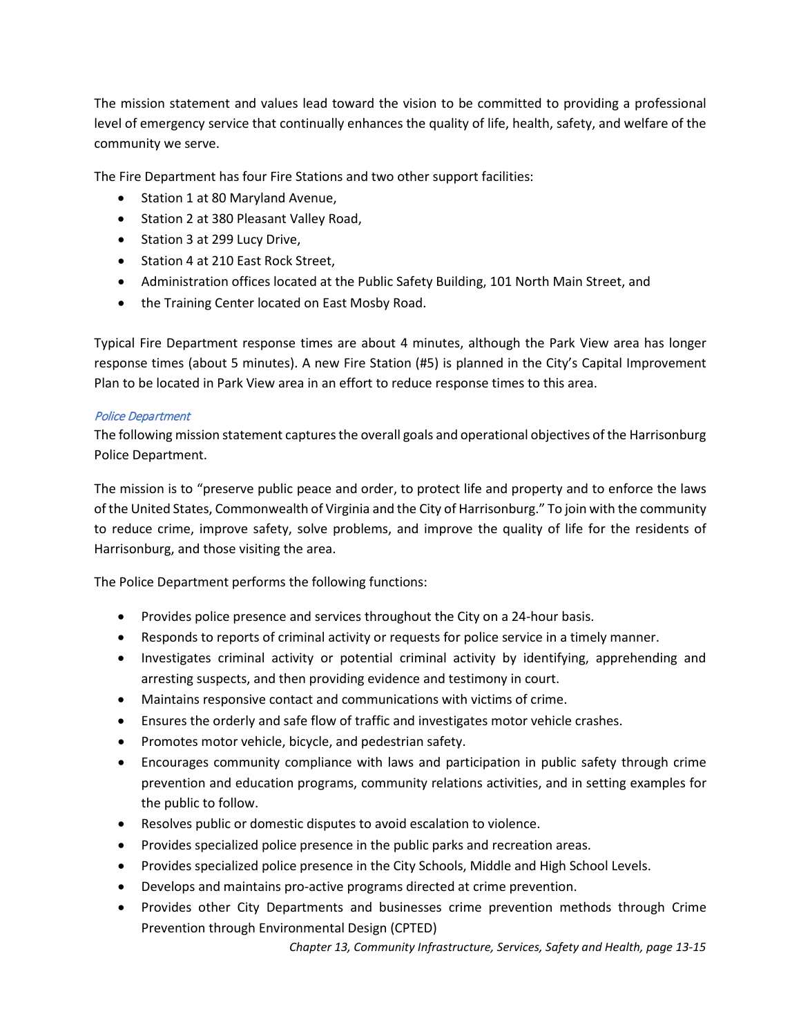The mission statement and values lead toward the vision to be committed to providing a professional level of emergency service that continually enhances the quality of life, health, safety, and welfare of the community we serve.

The Fire Department has four Fire Stations and two other support facilities:

- Station 1 at 80 Maryland Avenue,
- Station 2 at 380 Pleasant Valley Road,
- Station 3 at 299 Lucy Drive,
- Station 4 at 210 East Rock Street,
- Administration offices located at the Public Safety Building, 101 North Main Street, and
- the Training Center located on East Mosby Road.

Typical Fire Department response times are about 4 minutes, although the Park View area has longer response times (about 5 minutes). A new Fire Station (#5) is planned in the City's Capital Improvement Plan to be located in Park View area in an effort to reduce response times to this area.

#### *Police Department*

The following mission statement captures the overall goals and operational objectives of the Harrisonburg Police Department.

The mission is to "preserve public peace and order, to protect life and property and to enforce the laws of the United States, Commonwealth of Virginia and the City of Harrisonburg." To join with the community to reduce crime, improve safety, solve problems, and improve the quality of life for the residents of Harrisonburg, and those visiting the area.

The Police Department performs the following functions:

- Provides police presence and services throughout the City on a 24-hour basis.
- Responds to reports of criminal activity or requests for police service in a timely manner.
- Investigates criminal activity or potential criminal activity by identifying, apprehending and arresting suspects, and then providing evidence and testimony in court.
- Maintains responsive contact and communications with victims of crime.
- Ensures the orderly and safe flow of traffic and investigates motor vehicle crashes.
- Promotes motor vehicle, bicycle, and pedestrian safety.
- Encourages community compliance with laws and participation in public safety through crime prevention and education programs, community relations activities, and in setting examples for the public to follow.
- Resolves public or domestic disputes to avoid escalation to violence.
- Provides specialized police presence in the public parks and recreation areas.
- Provides specialized police presence in the City Schools, Middle and High School Levels.
- Develops and maintains pro-active programs directed at crime prevention.
- Provides other City Departments and businesses crime prevention methods through Crime Prevention through Environmental Design (CPTED)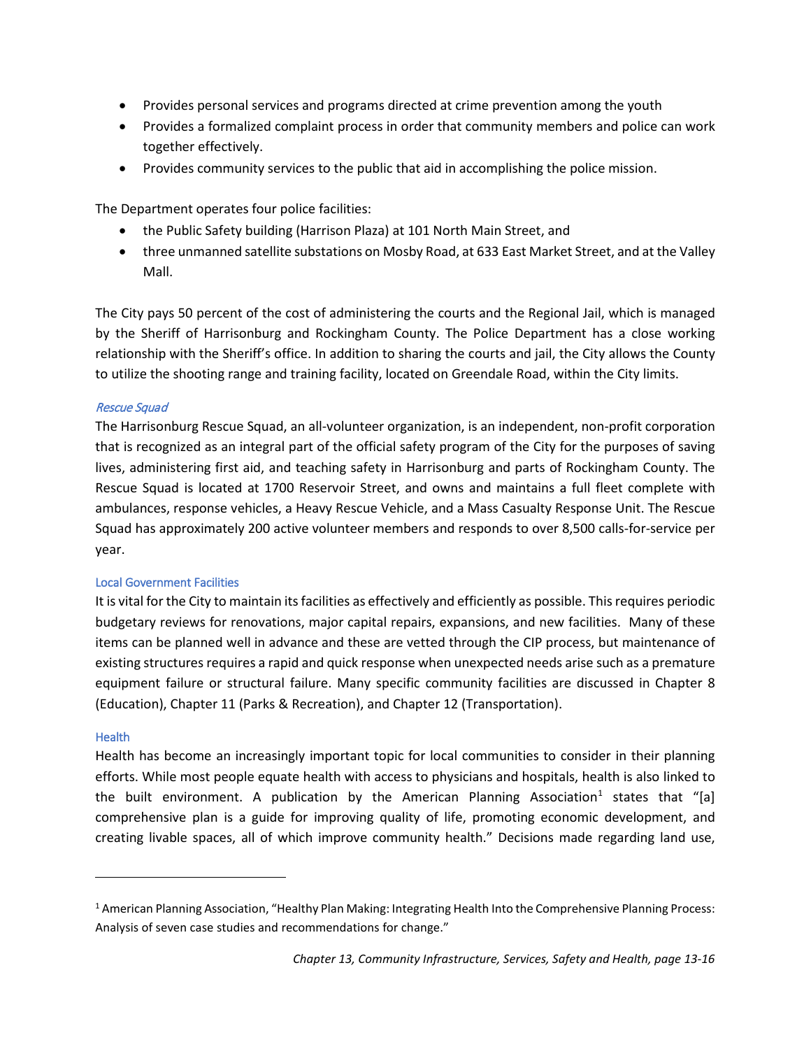- Provides personal services and programs directed at crime prevention among the youth
- Provides a formalized complaint process in order that community members and police can work together effectively.
- Provides community services to the public that aid in accomplishing the police mission.

The Department operates four police facilities:

- the Public Safety building (Harrison Plaza) at 101 North Main Street, and
- three unmanned satellite substations on Mosby Road, at 633 East Market Street, and at the Valley Mall.

The City pays 50 percent of the cost of administering the courts and the Regional Jail, which is managed by the Sheriff of Harrisonburg and Rockingham County. The Police Department has a close working relationship with the Sheriff's office. In addition to sharing the courts and jail, the City allows the County to utilize the shooting range and training facility, located on Greendale Road, within the City limits.

#### *Rescue Squad*

The Harrisonburg Rescue Squad, an all-volunteer organization, is an independent, non-profit corporation that is recognized as an integral part of the official safety program of the City for the purposes of saving lives, administering first aid, and teaching safety in Harrisonburg and parts of Rockingham County. The Rescue Squad is located at 1700 Reservoir Street, and owns and maintains a full fleet complete with ambulances, response vehicles, a Heavy Rescue Vehicle, and a Mass Casualty Response Unit. The Rescue Squad has approximately 200 active volunteer members and responds to over 8,500 calls-for-service per year.

### Local Government Facilities

It is vital for the City to maintain its facilities as effectively and efficiently as possible. This requires periodic budgetary reviews for renovations, major capital repairs, expansions, and new facilities. Many of these items can be planned well in advance and these are vetted through the CIP process, but maintenance of existing structures requires a rapid and quick response when unexpected needs arise such as a premature equipment failure or structural failure. Many specific community facilities are discussed in Chapter 8 (Education), Chapter 11 (Parks & Recreation), and Chapter 12 (Transportation).

### Health

Health has become an increasingly important topic for local communities to consider in their planning efforts. While most people equate health with access to physicians and hospitals, health is also linked to the built environment. A publication by the American Planning Association[1] states that "[a] comprehensive plan is a guide for improving quality of life, promoting economic development, and creating livable spaces, all of which improve community health." Decisions made regarding land use,

[1] American Planning Association, "Healthy Plan Making: Integrating Health Into the Comprehensive Planning Process: Analysis of seven case studies and recommendations for change."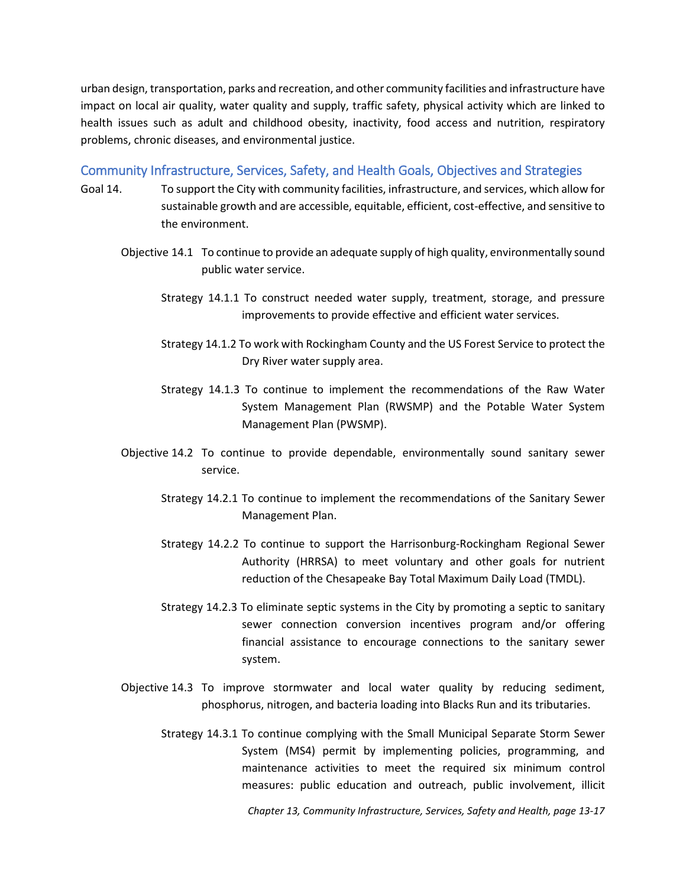urban design, transportation, parks and recreation, and other community facilities and infrastructure have impact on local air quality, water quality and supply, traffic safety, physical activity which are linked to health issues such as adult and childhood obesity, inactivity, food access and nutrition, respiratory problems, chronic diseases, and environmental justice.

## Community Infrastructure, Services, Safety, and Health Goals, Objectives and Strategies

Goal 14. To support the City with community facilities, infrastructure, and services, which allow for sustainable growth and are accessible, equitable, efficient, cost-effective, and sensitive to the environment.

Objective 14.1 To continue to provide an adequate supply of high quality, environmentally sound public water service.

Strategy 14.1.1 To construct needed water supply, treatment, storage, and pressure improvements to provide effective and efficient water services.

Strategy 14.1.2 To work with Rockingham County and the US Forest Service to protect the Dry River water supply area.

Strategy 14.1.3 To continue to implement the recommendations of the Raw Water System Management Plan (RWSMP) and the Potable Water System Management Plan (PWSMP).

Objective 14.2 To continue to provide dependable, environmentally sound sanitary sewer service.

Strategy 14.2.1 To continue to implement the recommendations of the Sanitary Sewer Management Plan.

Strategy 14.2.2 To continue to support the Harrisonburg-Rockingham Regional Sewer Authority (HRRSA) to meet voluntary and other goals for nutrient reduction of the Chesapeake Bay Total Maximum Daily Load (TMDL).

Strategy 14.2.3 To eliminate septic systems in the City by promoting a septic to sanitary sewer connection conversion incentives program and/or offering financial assistance to encourage connections to the sanitary sewer system.

Objective 14.3 To improve stormwater and local water quality by reducing sediment, phosphorus, nitrogen, and bacteria loading into Blacks Run and its tributaries.

Strategy 14.3.1 To continue complying with the Small Municipal Separate Storm Sewer System (MS4) permit by implementing policies, programming, and maintenance activities to meet the required six minimum control measures: public education and outreach, public involvement, illicit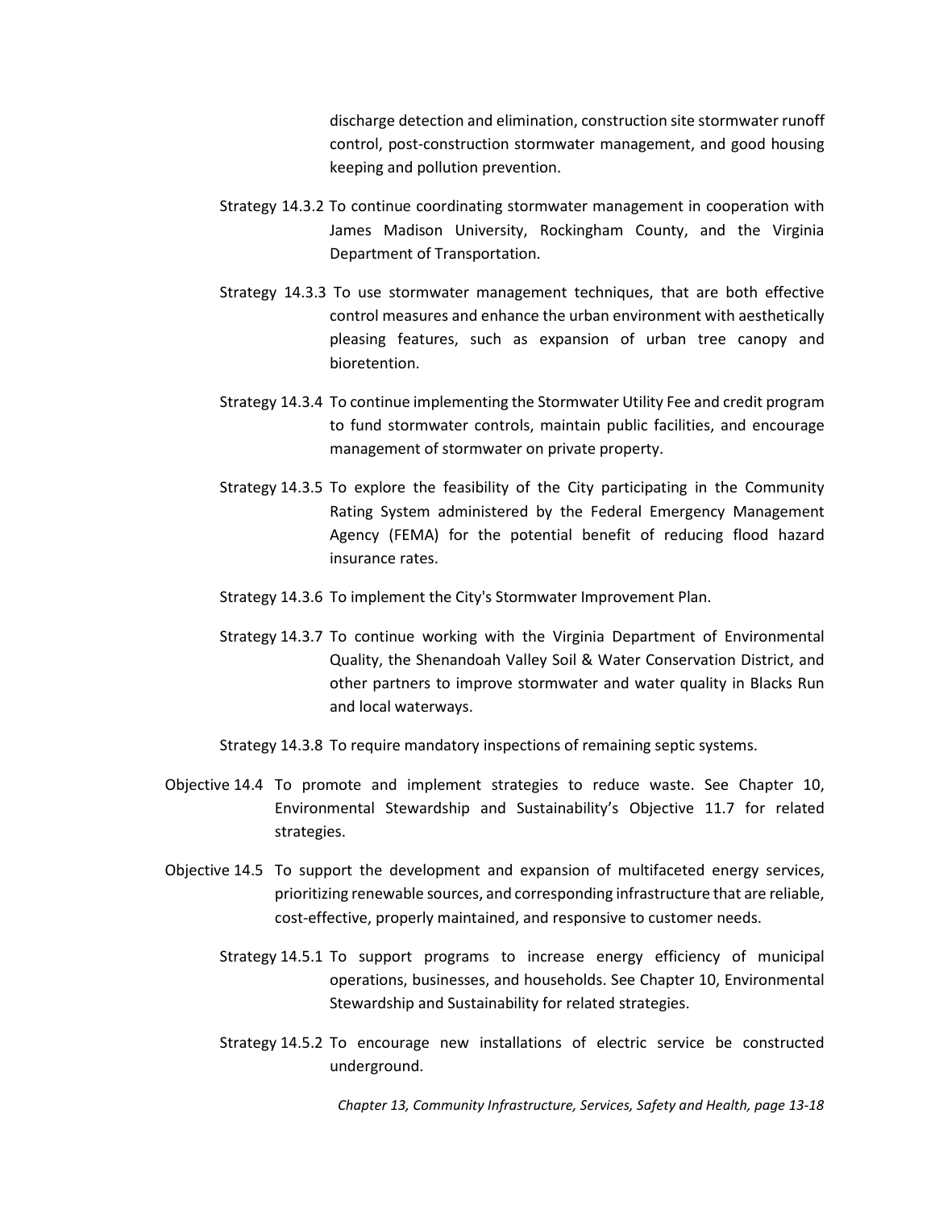discharge detection and elimination, construction site stormwater runoff control, post-construction stormwater management, and good housing keeping and pollution prevention.

Strategy 14.3.2 To continue coordinating stormwater management in cooperation with James Madison University, Rockingham County, and the Virginia Department of Transportation.

Strategy 14.3.3 To use stormwater management techniques, that are both effective control measures and enhance the urban environment with aesthetically pleasing features, such as expansion of urban tree canopy and bioretention.

Strategy 14.3.4 To continue implementing the Stormwater Utility Fee and credit program to fund stormwater controls, maintain public facilities, and encourage management of stormwater on private property.

Strategy 14.3.5 To explore the feasibility of the City participating in the Community Rating System administered by the Federal Emergency Management Agency (FEMA) for the potential benefit of reducing flood hazard insurance rates.

Strategy 14.3.6 To implement the City's Stormwater Improvement Plan.

Strategy 14.3.7 To continue working with the Virginia Department of Environmental Quality, the Shenandoah Valley Soil & Water Conservation District, and other partners to improve stormwater and water quality in Blacks Run and local waterways.

Strategy 14.3.8 To require mandatory inspections of remaining septic systems.

Objective 14.4 To promote and implement strategies to reduce waste. See Chapter 10, Environmental Stewardship and Sustainability's Objective 11.7 for related strategies.

Objective 14.5 To support the development and expansion of multifaceted energy services, prioritizing renewable sources, and corresponding infrastructure that are reliable, cost-effective, properly maintained, and responsive to customer needs.

Strategy 14.5.1 To support programs to increase energy efficiency of municipal operations, businesses, and households. See Chapter 10, Environmental Stewardship and Sustainability for related strategies.

Strategy 14.5.2 To encourage new installations of electric service be constructed underground.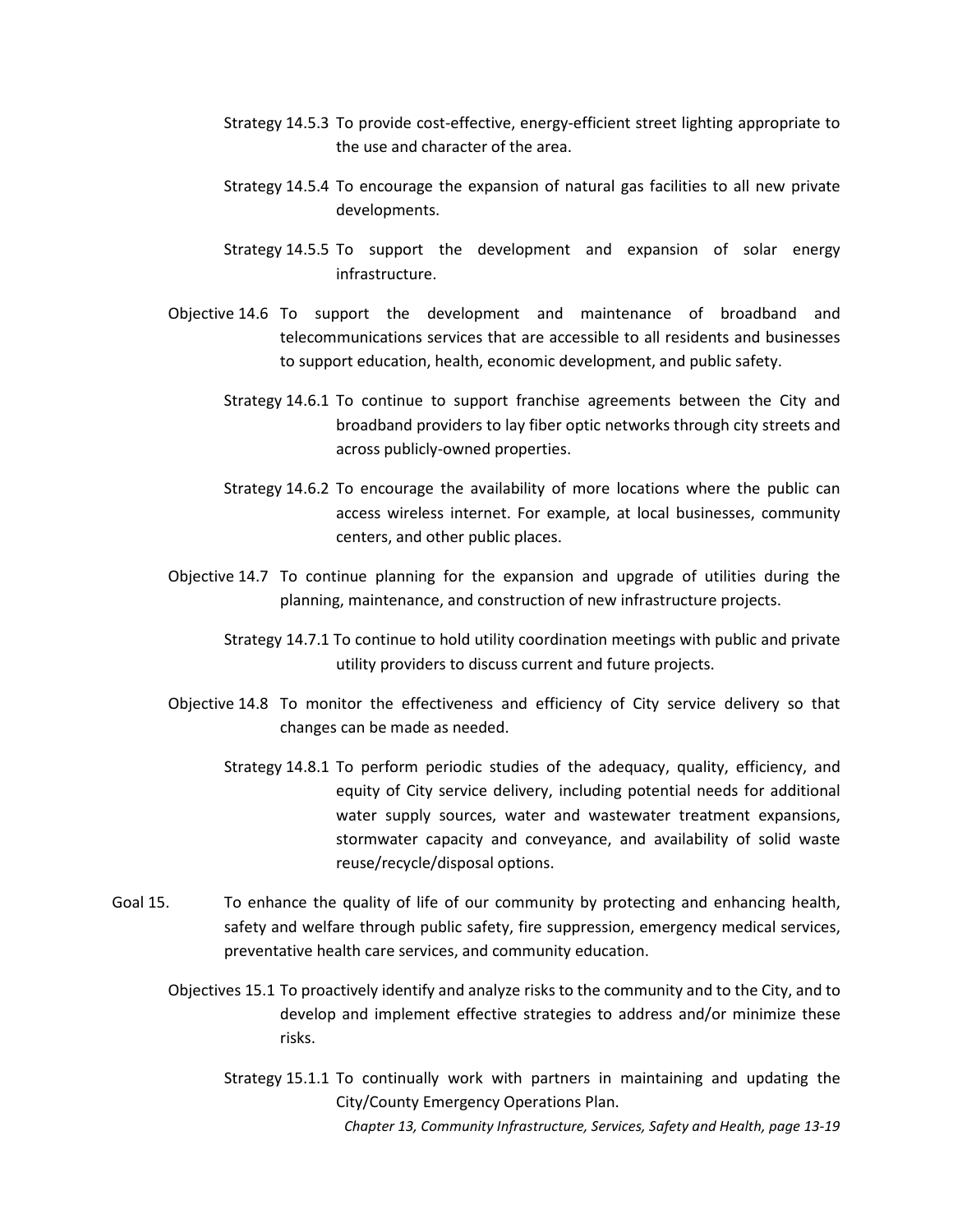Strategy 14.5.3 To provide cost-effective, energy-efficient street lighting appropriate to the use and character of the area.

Strategy 14.5.4 To encourage the expansion of natural gas facilities to all new private developments.

Strategy 14.5.5 To support the development and expansion of solar energy infrastructure.

Objective 14.6 To support the development and maintenance of broadband and telecommunications services that are accessible to all residents and businesses to support education, health, economic development, and public safety.

Strategy 14.6.1 To continue to support franchise agreements between the City and broadband providers to lay fiber optic networks through city streets and across publicly-owned properties.

Strategy 14.6.2 To encourage the availability of more locations where the public can access wireless internet. For example, at local businesses, community centers, and other public places.

Objective 14.7 To continue planning for the expansion and upgrade of utilities during the planning, maintenance, and construction of new infrastructure projects.

Strategy 14.7.1 To continue to hold utility coordination meetings with public and private utility providers to discuss current and future projects.

Objective 14.8 To monitor the effectiveness and efficiency of City service delivery so that changes can be made as needed.

Strategy 14.8.1 To perform periodic studies of the adequacy, quality, efficiency, and equity of City service delivery, including potential needs for additional water supply sources, water and wastewater treatment expansions, stormwater capacity and conveyance, and availability of solid waste reuse/recycle/disposal options.

Goal 15. To enhance the quality of life of our community by protecting and enhancing health, safety and welfare through public safety, fire suppression, emergency medical services, preventative health care services, and community education.

Objectives 15.1 To proactively identify and analyze risks to the community and to the City, and to develop and implement effective strategies to address and/or minimize these risks.

Strategy 15.1.1 To continually work with partners in maintaining and updating the City/County Emergency Operations Plan.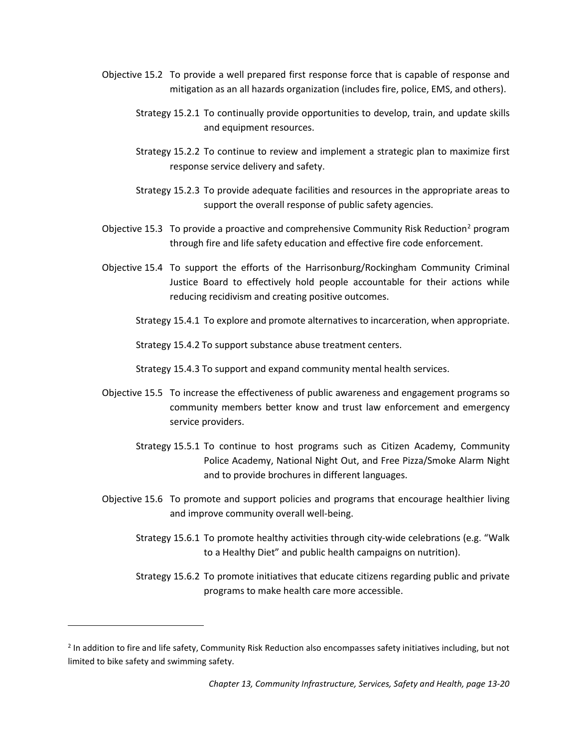Objective 15.2 To provide a well prepared first response force that is capable of response and mitigation as an all hazards organization (includes fire, police, EMS, and others).

Strategy 15.2.1 To continually provide opportunities to develop, train, and update skills and equipment resources.

Strategy 15.2.2 To continue to review and implement a strategic plan to maximize first response service delivery and safety.

Strategy 15.2.3 To provide adequate facilities and resources in the appropriate areas to support the overall response of public safety agencies.

Objective 15.3 To provide a proactive and comprehensive Community Risk Reduction[2] program through fire and life safety education and effective fire code enforcement.

Objective 15.4 To support the efforts of the Harrisonburg/Rockingham Community Criminal Justice Board to effectively hold people accountable for their actions while reducing recidivism and creating positive outcomes.

Strategy 15.4.1 To explore and promote alternatives to incarceration, when appropriate.

Strategy 15.4.2 To support substance abuse treatment centers.

Strategy 15.4.3 To support and expand community mental health services.

Objective 15.5 To increase the effectiveness of public awareness and engagement programs so community members better know and trust law enforcement and emergency service providers.

Strategy 15.5.1 To continue to host programs such as Citizen Academy, Community Police Academy, National Night Out, and Free Pizza/Smoke Alarm Night and to provide brochures in different languages.

Objective 15.6 To promote and support policies and programs that encourage healthier living and improve community overall well-being.

Strategy 15.6.1 To promote healthy activities through city-wide celebrations (e.g. "Walk to a Healthy Diet" and public health campaigns on nutrition).

Strategy 15.6.2 To promote initiatives that educate citizens regarding public and private programs to make health care more accessible.

---

[2] In addition to fire and life safety, Community Risk Reduction also encompasses safety initiatives including, but not limited to bike safety and swimming safety.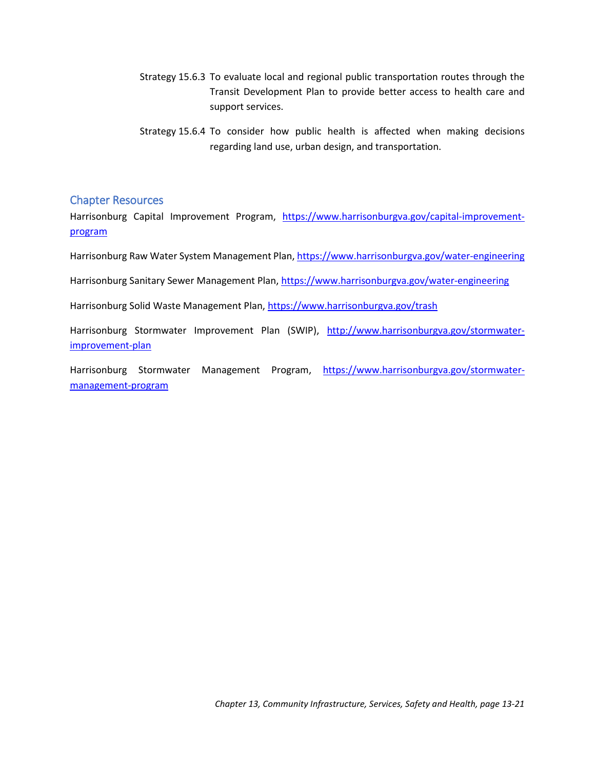Strategy 15.6.3 To evaluate local and regional public transportation routes through the Transit Development Plan to provide better access to health care and support services.

Strategy 15.6.4 To consider how public health is affected when making decisions regarding land use, urban design, and transportation.

## Chapter Resources

Harrisonburg Capital Improvement Program, https://www.harrisonburgva.gov/capital-improvement-program

Harrisonburg Raw Water System Management Plan, https://www.harrisonburgva.gov/water-engineering

Harrisonburg Sanitary Sewer Management Plan, https://www.harrisonburgva.gov/water-engineering

Harrisonburg Solid Waste Management Plan, https://www.harrisonburgva.gov/trash

Harrisonburg Stormwater Improvement Plan (SWIP), http://www.harrisonburgva.gov/stormwater-improvement-plan

Harrisonburg Stormwater Management Program, https://www.harrisonburgva.gov/stormwater-management-program